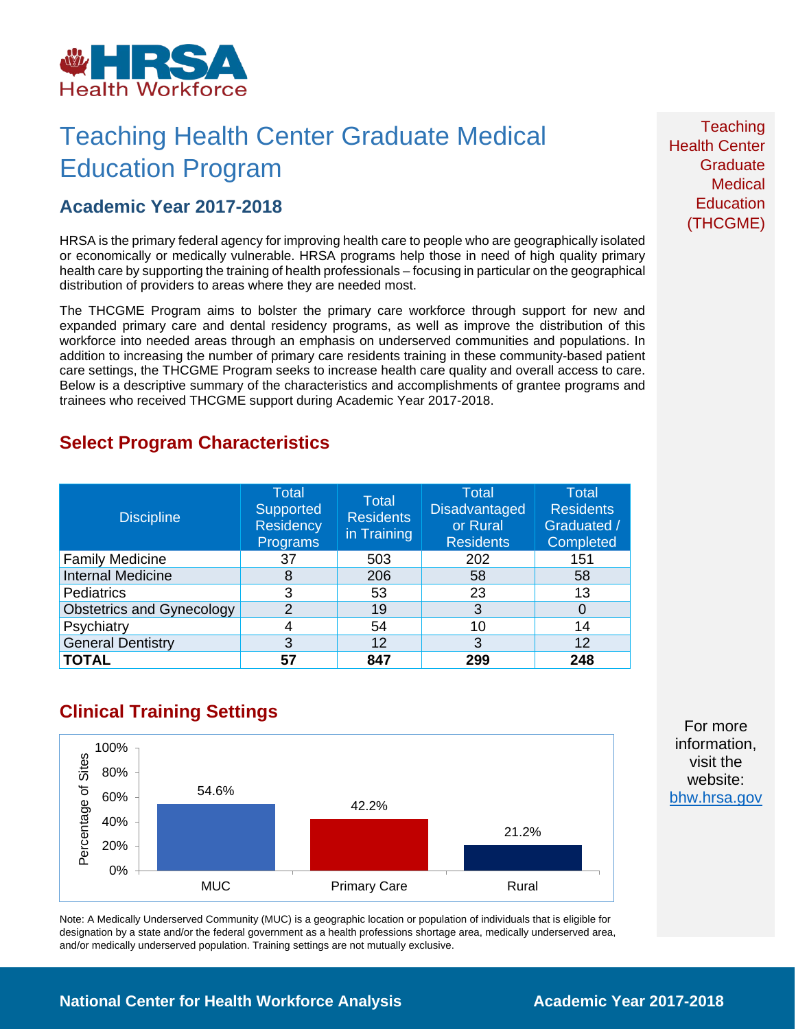# Teaching Health Center Graduate Medical Education Program

## Academic Year 2017-2018

HRSA is the primary federal agency for improving health care to people who are geographically isolated or economically or medically vulnerable. HRSA programs help those in need of high quality primary health care by supporting the training of health professionals – focusing in particular on the geographical distribution of providers to areas where they are needed most.

The THCGME Program aims to bolster the primary care workforce through support for new and expanded primary care and dental residency programs, as well as improve the distribution of this workforce into needed areas through an emphasis on underserved communities and populations. In addition to increasing the number of primary care residents training in these community-based patient care settings, the THCGME Program seeks to increase health care quality and overall access to care. Below is a descriptive summary of the characteristics and accomplishments of grantee programs and trainees who received THCGME support during Academic Year 2017-2018.

Teaching Health Center Graduate Medical Education (THCGME)

## Select Program Characteristics

| Discipline | Total Supported Residency Programs | Total Residents in Training | Total Disadvantaged or Rural Residents | Total Residents Graduated / Completed |
|---|---|---|---|---|
| Family Medicine | 37 | 503 | 202 | 151 |
| Internal Medicine | 8 | 206 | 58 | 58 |
| Pediatrics | 3 | 53 | 23 | 13 |
| Obstetrics and Gynecology | 2 | 19 | 3 | 0 |
| Psychiatry | 4 | 54 | 10 | 14 |
| General Dentistry | 3 | 12 | 3 | 12 |
| **TOTAL** | **57** | **847** | **299** | **248** |

## Clinical Training Settings

| Setting | Percentage of Sites |
|---|---|
| MUC | 54.6% |
| Primary Care | 42.2% |
| Rural | 21.2% |

Note: A Medically Underserved Community (MUC) is a geographic location or population of individuals that is eligible for designation by a state and/or the federal government as a health professions shortage area, medically underserved area, and/or medically underserved population. Training settings are not mutually exclusive.

For more information, visit the website: bhw.hrsa.gov

National Center for Health Workforce Analysis

Academic Year 2017-2018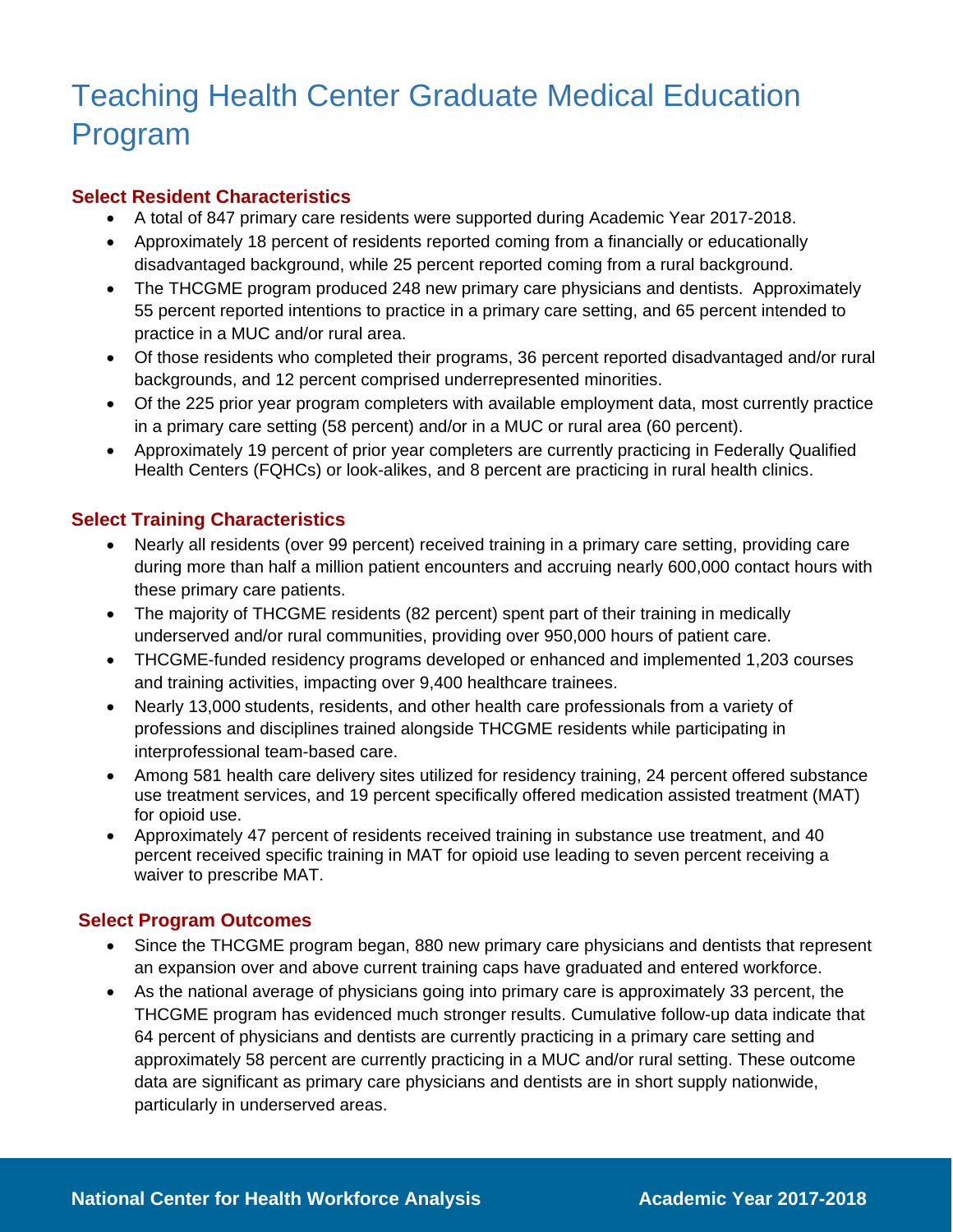# Teaching Health Center Graduate Medical Education Program

## Select Resident Characteristics

- A total of 847 primary care residents were supported during Academic Year 2017-2018.
- Approximately 18 percent of residents reported coming from a financially or educationally disadvantaged background, while 25 percent reported coming from a rural background.
- The THCGME program produced 248 new primary care physicians and dentists. Approximately 55 percent reported intentions to practice in a primary care setting, and 65 percent intended to practice in a MUC and/or rural area.
- Of those residents who completed their programs, 36 percent reported disadvantaged and/or rural backgrounds, and 12 percent comprised underrepresented minorities.
- Of the 225 prior year program completers with available employment data, most currently practice in a primary care setting (58 percent) and/or in a MUC or rural area (60 percent).
- Approximately 19 percent of prior year completers are currently practicing in Federally Qualified Health Centers (FQHCs) or look-alikes, and 8 percent are practicing in rural health clinics.

## Select Training Characteristics

- Nearly all residents (over 99 percent) received training in a primary care setting, providing care during more than half a million patient encounters and accruing nearly 600,000 contact hours with these primary care patients.
- The majority of THCGME residents (82 percent) spent part of their training in medically underserved and/or rural communities, providing over 950,000 hours of patient care.
- THCGME-funded residency programs developed or enhanced and implemented 1,203 courses and training activities, impacting over 9,400 healthcare trainees.
- Nearly 13,000 students, residents, and other health care professionals from a variety of professions and disciplines trained alongside THCGME residents while participating in interprofessional team-based care.
- Among 581 health care delivery sites utilized for residency training, 24 percent offered substance use treatment services, and 19 percent specifically offered medication assisted treatment (MAT) for opioid use.
- Approximately 47 percent of residents received training in substance use treatment, and 40 percent received specific training in MAT for opioid use leading to seven percent receiving a waiver to prescribe MAT.

## Select Program Outcomes

- Since the THCGME program began, 880 new primary care physicians and dentists that represent an expansion over and above current training caps have graduated and entered workforce.
- As the national average of physicians going into primary care is approximately 33 percent, the THCGME program has evidenced much stronger results. Cumulative follow-up data indicate that 64 percent of physicians and dentists are currently practicing in a primary care setting and approximately 58 percent are currently practicing in a MUC and/or rural setting. These outcome data are significant as primary care physicians and dentists are in short supply nationwide, particularly in underserved areas.